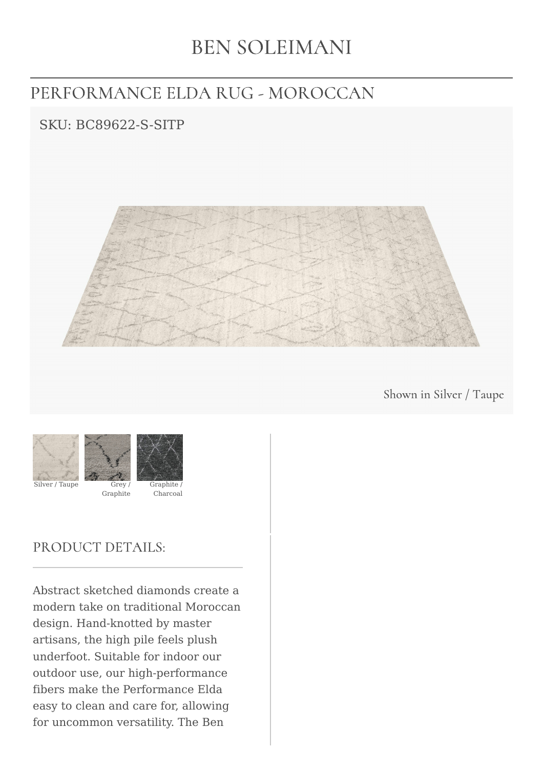# BEN SOLEIMANI

## PERFORMANCE ELDA RUG - MOROCCAN

SKU: BC89622-S-SITP

Shown in Silver / Taupe

Silver / Taupe

Grey / Graphite

Graphite / Charcoal

### PRODUCT DETAILS:

Abstract sketched diamonds create a modern take on traditional Moroccan design. Hand-knotted by master artisans, the high pile feels plush underfoot. Suitable for indoor our outdoor use, our high-performance fibers make the Performance Elda easy to clean and care for, allowing for uncommon versatility. The Ben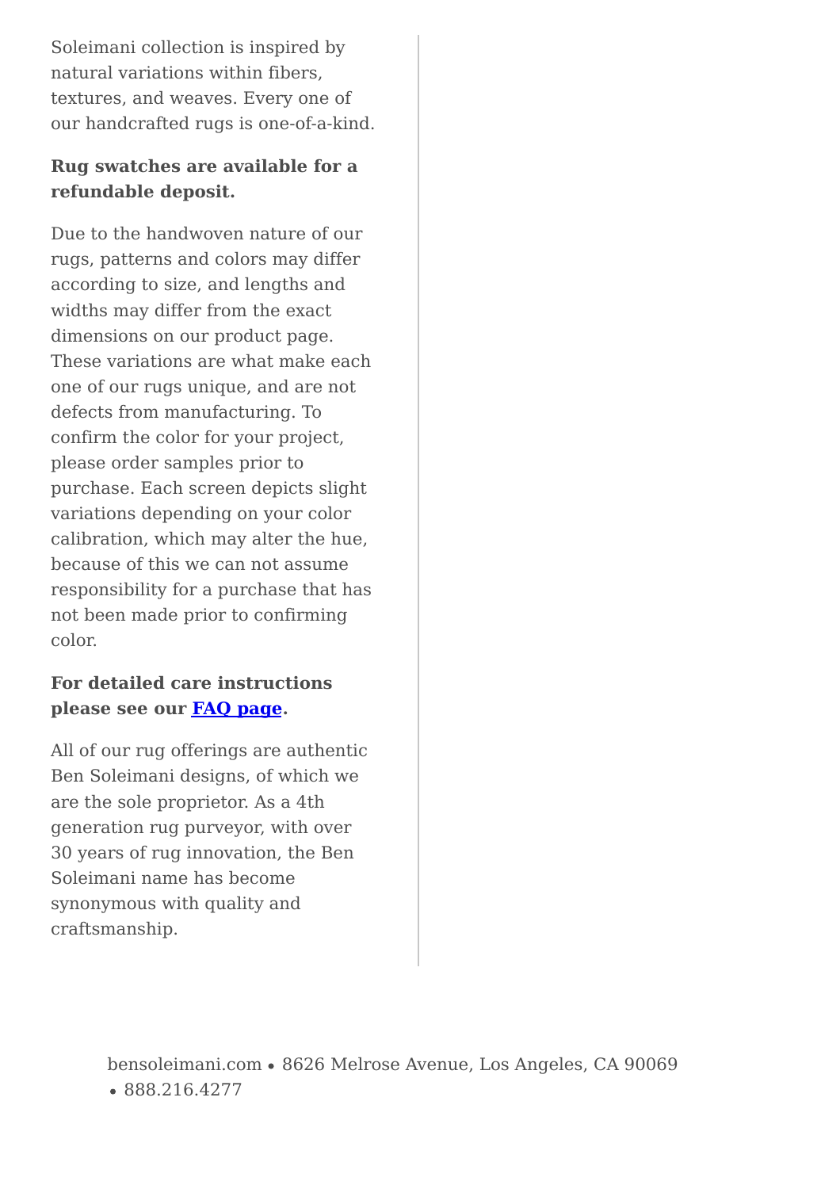Soleimani collection is inspired by natural variations within fibers, textures, and weaves. Every one of our handcrafted rugs is one-of-a-kind.

**Rug swatches are available for a refundable deposit.**

Due to the handwoven nature of our rugs, patterns and colors may differ according to size, and lengths and widths may differ from the exact dimensions on our product page. These variations are what make each one of our rugs unique, and are not defects from manufacturing. To confirm the color for your project, please order samples prior to purchase. Each screen depicts slight variations depending on your color calibration, which may alter the hue, because of this we can not assume responsibility for a purchase that has not been made prior to confirming color.

**For detailed care instructions please see our FAQ page.**

All of our rug offerings are authentic Ben Soleimani designs, of which we are the sole proprietor. As a 4th generation rug purveyor, with over 30 years of rug innovation, the Ben Soleimani name has become synonymous with quality and craftsmanship.

bensoleimani.com • 8626 Melrose Avenue, Los Angeles, CA 90069 • 888.216.4277